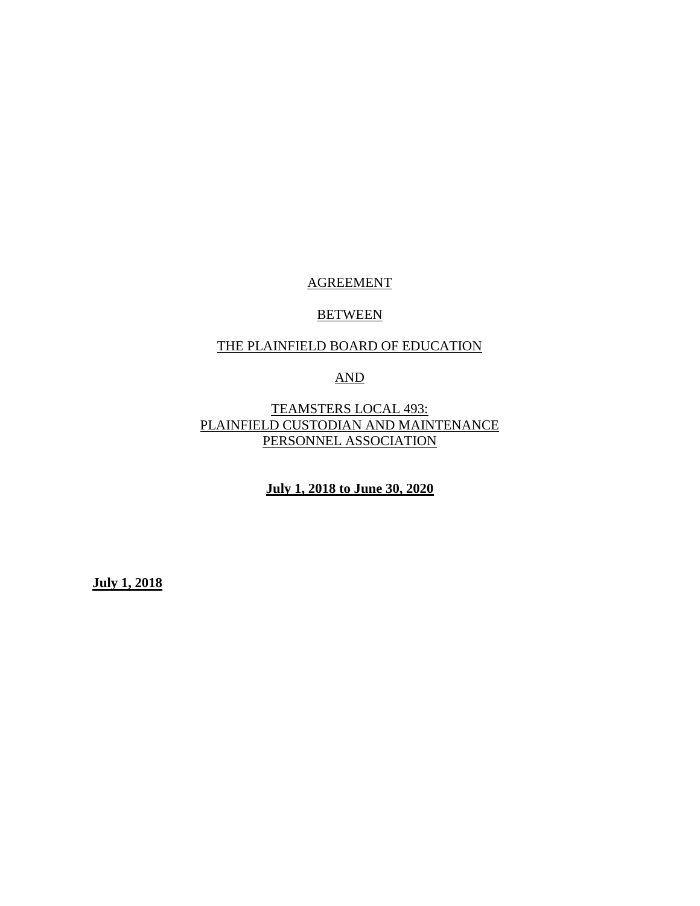AGREEMENT

BETWEEN

THE PLAINFIELD BOARD OF EDUCATION

AND

TEAMSTERS LOCAL 493:
PLAINFIELD CUSTODIAN AND MAINTENANCE
PERSONNEL ASSOCIATION

**July 1, 2018 to June 30, 2020**

**July 1, 2018**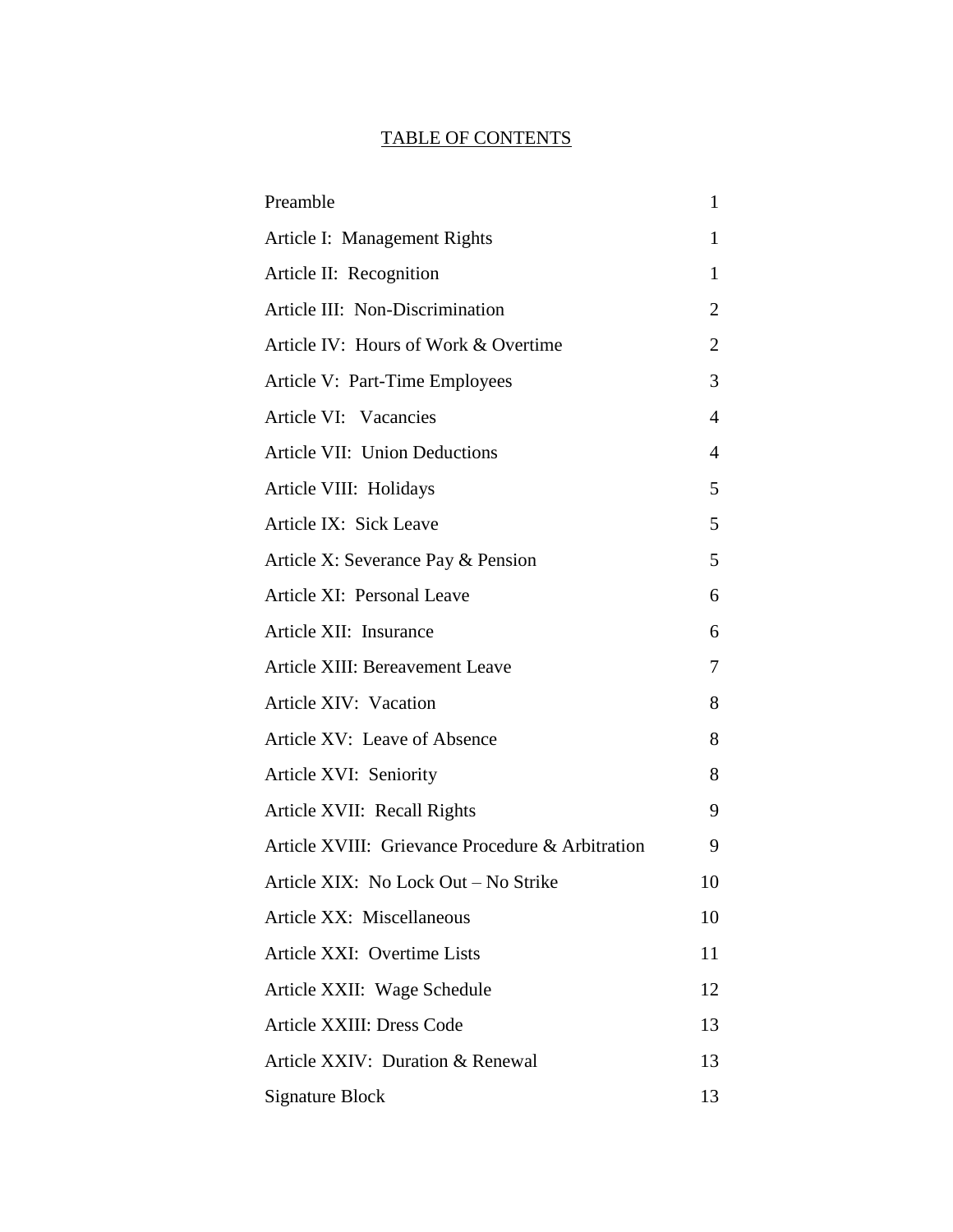# TABLE OF CONTENTS

| | |
|---|---|
| Preamble | 1 |
| Article I: Management Rights | 1 |
| Article II: Recognition | 1 |
| Article III: Non-Discrimination | 2 |
| Article IV: Hours of Work & Overtime | 2 |
| Article V: Part-Time Employees | 3 |
| Article VI: Vacancies | 4 |
| Article VII: Union Deductions | 4 |
| Article VIII: Holidays | 5 |
| Article IX: Sick Leave | 5 |
| Article X: Severance Pay & Pension | 5 |
| Article XI: Personal Leave | 6 |
| Article XII: Insurance | 6 |
| Article XIII: Bereavement Leave | 7 |
| Article XIV: Vacation | 8 |
| Article XV: Leave of Absence | 8 |
| Article XVI: Seniority | 8 |
| Article XVII: Recall Rights | 9 |
| Article XVIII: Grievance Procedure & Arbitration | 9 |
| Article XIX: No Lock Out – No Strike | 10 |
| Article XX: Miscellaneous | 10 |
| Article XXI: Overtime Lists | 11 |
| Article XXII: Wage Schedule | 12 |
| Article XXIII: Dress Code | 13 |
| Article XXIV: Duration & Renewal | 13 |
| Signature Block | 13 |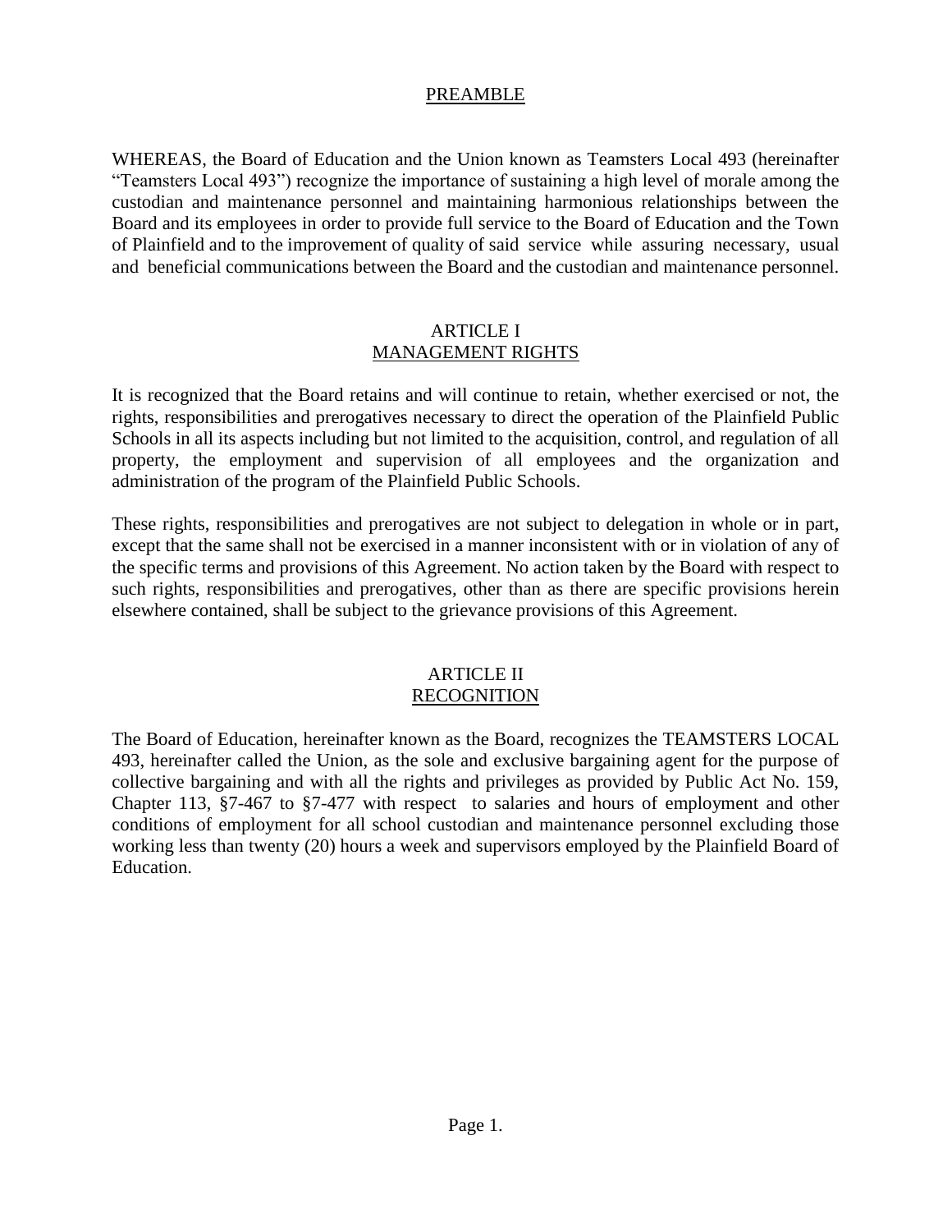## PREAMBLE

WHEREAS, the Board of Education and the Union known as Teamsters Local 493 (hereinafter "Teamsters Local 493") recognize the importance of sustaining a high level of morale among the custodian and maintenance personnel and maintaining harmonious relationships between the Board and its employees in order to provide full service to the Board of Education and the Town of Plainfield and to the improvement of quality of said service while assuring necessary, usual and beneficial communications between the Board and the custodian and maintenance personnel.

## ARTICLE I
## MANAGEMENT RIGHTS

It is recognized that the Board retains and will continue to retain, whether exercised or not, the rights, responsibilities and prerogatives necessary to direct the operation of the Plainfield Public Schools in all its aspects including but not limited to the acquisition, control, and regulation of all property, the employment and supervision of all employees and the organization and administration of the program of the Plainfield Public Schools.

These rights, responsibilities and prerogatives are not subject to delegation in whole or in part, except that the same shall not be exercised in a manner inconsistent with or in violation of any of the specific terms and provisions of this Agreement. No action taken by the Board with respect to such rights, responsibilities and prerogatives, other than as there are specific provisions herein elsewhere contained, shall be subject to the grievance provisions of this Agreement.

## ARTICLE II
## RECOGNITION

The Board of Education, hereinafter known as the Board, recognizes the TEAMSTERS LOCAL 493, hereinafter called the Union, as the sole and exclusive bargaining agent for the purpose of collective bargaining and with all the rights and privileges as provided by Public Act No. 159, Chapter 113, §7-467 to §7-477 with respect to salaries and hours of employment and other conditions of employment for all school custodian and maintenance personnel excluding those working less than twenty (20) hours a week and supervisors employed by the Plainfield Board of Education.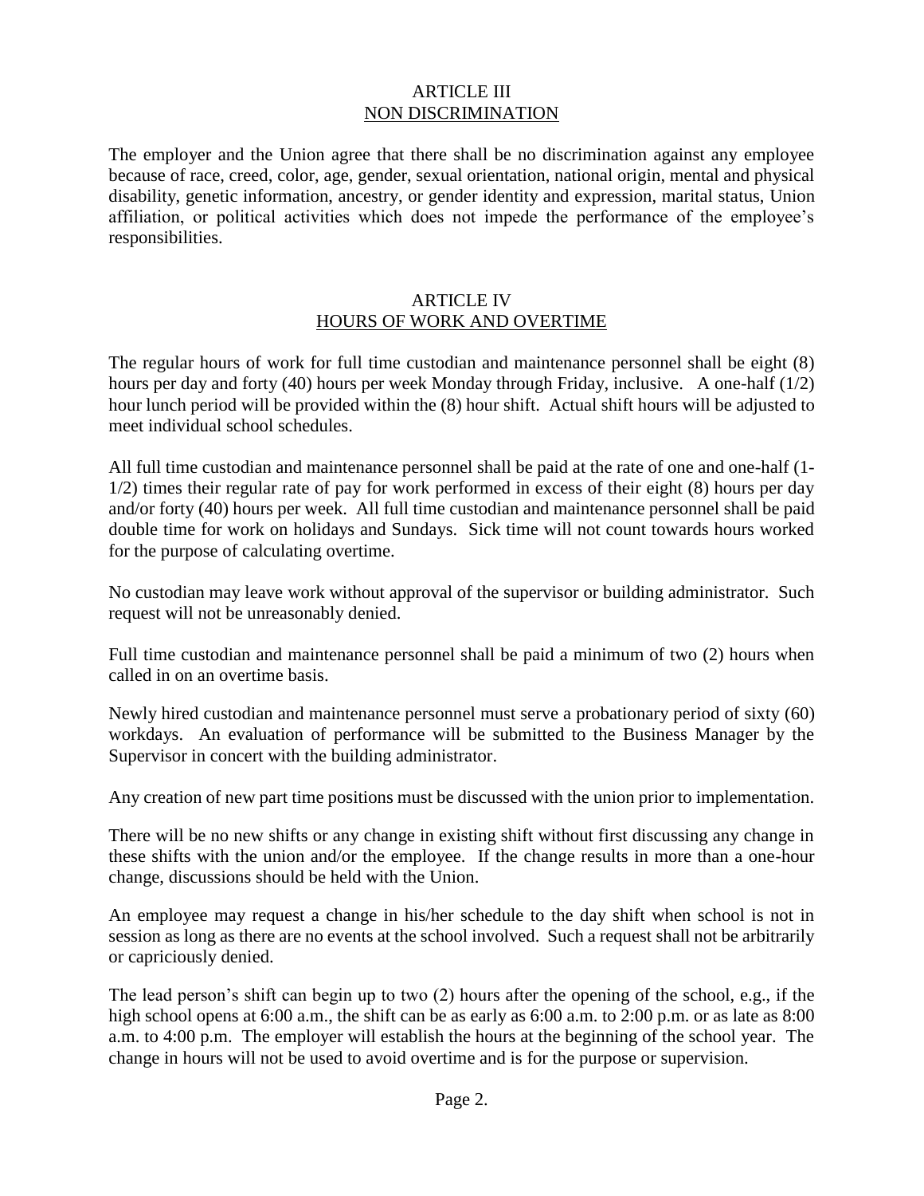## ARTICLE III
## NON DISCRIMINATION

The employer and the Union agree that there shall be no discrimination against any employee because of race, creed, color, age, gender, sexual orientation, national origin, mental and physical disability, genetic information, ancestry, or gender identity and expression, marital status, Union affiliation, or political activities which does not impede the performance of the employee's responsibilities.

## ARTICLE IV
## HOURS OF WORK AND OVERTIME

The regular hours of work for full time custodian and maintenance personnel shall be eight (8) hours per day and forty (40) hours per week Monday through Friday, inclusive. A one-half (1/2) hour lunch period will be provided within the (8) hour shift. Actual shift hours will be adjusted to meet individual school schedules.

All full time custodian and maintenance personnel shall be paid at the rate of one and one-half (1-1/2) times their regular rate of pay for work performed in excess of their eight (8) hours per day and/or forty (40) hours per week. All full time custodian and maintenance personnel shall be paid double time for work on holidays and Sundays. Sick time will not count towards hours worked for the purpose of calculating overtime.

No custodian may leave work without approval of the supervisor or building administrator. Such request will not be unreasonably denied.

Full time custodian and maintenance personnel shall be paid a minimum of two (2) hours when called in on an overtime basis.

Newly hired custodian and maintenance personnel must serve a probationary period of sixty (60) workdays. An evaluation of performance will be submitted to the Business Manager by the Supervisor in concert with the building administrator.

Any creation of new part time positions must be discussed with the union prior to implementation.

There will be no new shifts or any change in existing shift without first discussing any change in these shifts with the union and/or the employee. If the change results in more than a one-hour change, discussions should be held with the Union.

An employee may request a change in his/her schedule to the day shift when school is not in session as long as there are no events at the school involved. Such a request shall not be arbitrarily or capriciously denied.

The lead person's shift can begin up to two (2) hours after the opening of the school, e.g., if the high school opens at 6:00 a.m., the shift can be as early as 6:00 a.m. to 2:00 p.m. or as late as 8:00 a.m. to 4:00 p.m. The employer will establish the hours at the beginning of the school year. The change in hours will not be used to avoid overtime and is for the purpose or supervision.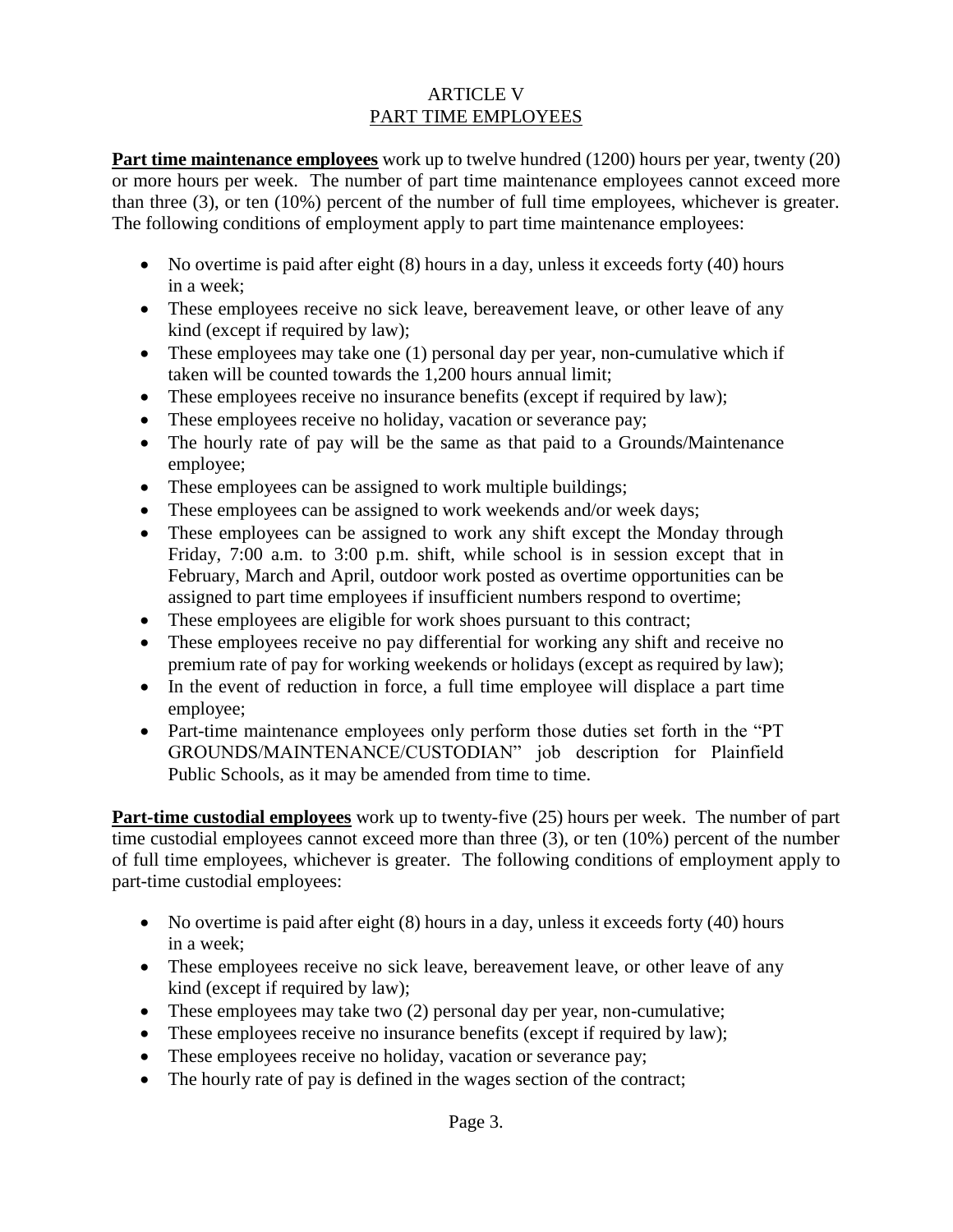# ARTICLE V
## PART TIME EMPLOYEES

**Part time maintenance employees** work up to twelve hundred (1200) hours per year, twenty (20) or more hours per week. The number of part time maintenance employees cannot exceed more than three (3), or ten (10%) percent of the number of full time employees, whichever is greater. The following conditions of employment apply to part time maintenance employees:

- No overtime is paid after eight (8) hours in a day, unless it exceeds forty (40) hours in a week;
- These employees receive no sick leave, bereavement leave, or other leave of any kind (except if required by law);
- These employees may take one (1) personal day per year, non-cumulative which if taken will be counted towards the 1,200 hours annual limit;
- These employees receive no insurance benefits (except if required by law);
- These employees receive no holiday, vacation or severance pay;
- The hourly rate of pay will be the same as that paid to a Grounds/Maintenance employee;
- These employees can be assigned to work multiple buildings;
- These employees can be assigned to work weekends and/or week days;
- These employees can be assigned to work any shift except the Monday through Friday, 7:00 a.m. to 3:00 p.m. shift, while school is in session except that in February, March and April, outdoor work posted as overtime opportunities can be assigned to part time employees if insufficient numbers respond to overtime;
- These employees are eligible for work shoes pursuant to this contract;
- These employees receive no pay differential for working any shift and receive no premium rate of pay for working weekends or holidays (except as required by law);
- In the event of reduction in force, a full time employee will displace a part time employee;
- Part-time maintenance employees only perform those duties set forth in the "PT GROUNDS/MAINTENANCE/CUSTODIAN" job description for Plainfield Public Schools, as it may be amended from time to time.

**Part-time custodial employees** work up to twenty-five (25) hours per week. The number of part time custodial employees cannot exceed more than three (3), or ten (10%) percent of the number of full time employees, whichever is greater. The following conditions of employment apply to part-time custodial employees:

- No overtime is paid after eight (8) hours in a day, unless it exceeds forty (40) hours in a week;
- These employees receive no sick leave, bereavement leave, or other leave of any kind (except if required by law);
- These employees may take two (2) personal day per year, non-cumulative;
- These employees receive no insurance benefits (except if required by law);
- These employees receive no holiday, vacation or severance pay;
- The hourly rate of pay is defined in the wages section of the contract;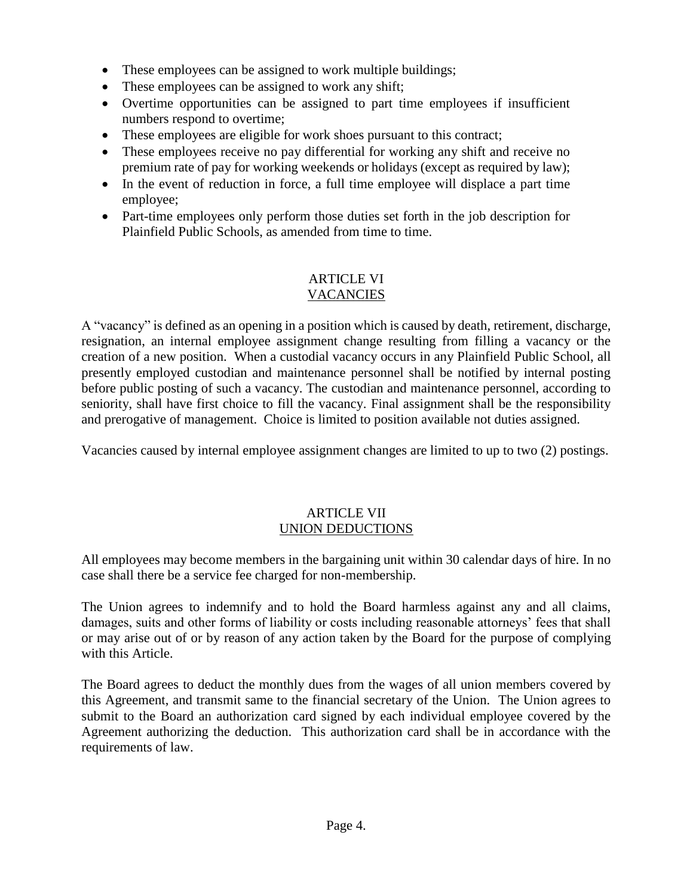- These employees can be assigned to work multiple buildings;
- These employees can be assigned to work any shift;
- Overtime opportunities can be assigned to part time employees if insufficient numbers respond to overtime;
- These employees are eligible for work shoes pursuant to this contract;
- These employees receive no pay differential for working any shift and receive no premium rate of pay for working weekends or holidays (except as required by law);
- In the event of reduction in force, a full time employee will displace a part time employee;
- Part-time employees only perform those duties set forth in the job description for Plainfield Public Schools, as amended from time to time.

## ARTICLE VI
## VACANCIES

A "vacancy" is defined as an opening in a position which is caused by death, retirement, discharge, resignation, an internal employee assignment change resulting from filling a vacancy or the creation of a new position. When a custodial vacancy occurs in any Plainfield Public School, all presently employed custodian and maintenance personnel shall be notified by internal posting before public posting of such a vacancy. The custodian and maintenance personnel, according to seniority, shall have first choice to fill the vacancy. Final assignment shall be the responsibility and prerogative of management. Choice is limited to position available not duties assigned.

Vacancies caused by internal employee assignment changes are limited to up to two (2) postings.

## ARTICLE VII
## UNION DEDUCTIONS

All employees may become members in the bargaining unit within 30 calendar days of hire. In no case shall there be a service fee charged for non-membership.

The Union agrees to indemnify and to hold the Board harmless against any and all claims, damages, suits and other forms of liability or costs including reasonable attorneys' fees that shall or may arise out of or by reason of any action taken by the Board for the purpose of complying with this Article.

The Board agrees to deduct the monthly dues from the wages of all union members covered by this Agreement, and transmit same to the financial secretary of the Union. The Union agrees to submit to the Board an authorization card signed by each individual employee covered by the Agreement authorizing the deduction. This authorization card shall be in accordance with the requirements of law.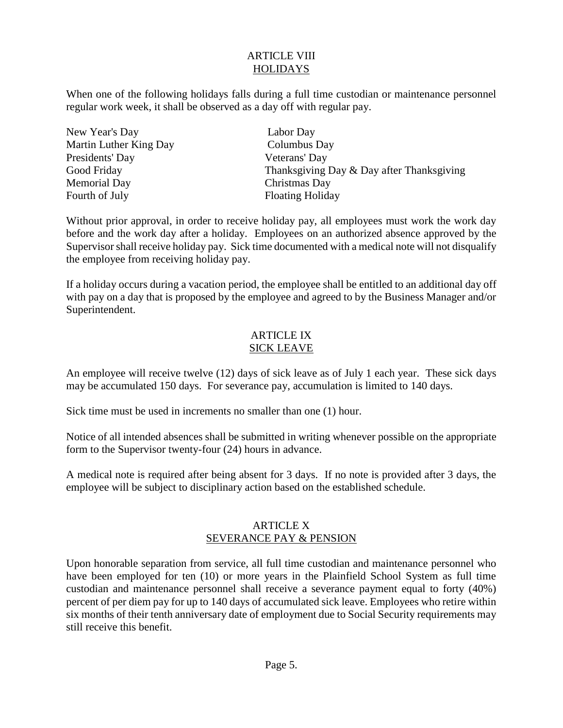## ARTICLE VIII
## HOLIDAYS

When one of the following holidays falls during a full time custodian or maintenance personnel regular work week, it shall be observed as a day off with regular pay.

| | |
|---|---|
| New Year's Day | Labor Day |
| Martin Luther King Day | Columbus Day |
| Presidents' Day | Veterans' Day |
| Good Friday | Thanksgiving Day & Day after Thanksgiving |
| Memorial Day | Christmas Day |
| Fourth of July | Floating Holiday |

Without prior approval, in order to receive holiday pay, all employees must work the work day before and the work day after a holiday. Employees on an authorized absence approved by the Supervisor shall receive holiday pay. Sick time documented with a medical note will not disqualify the employee from receiving holiday pay.

If a holiday occurs during a vacation period, the employee shall be entitled to an additional day off with pay on a day that is proposed by the employee and agreed to by the Business Manager and/or Superintendent.

## ARTICLE IX
## SICK LEAVE

An employee will receive twelve (12) days of sick leave as of July 1 each year. These sick days may be accumulated 150 days. For severance pay, accumulation is limited to 140 days.

Sick time must be used in increments no smaller than one (1) hour.

Notice of all intended absences shall be submitted in writing whenever possible on the appropriate form to the Supervisor twenty-four (24) hours in advance.

A medical note is required after being absent for 3 days. If no note is provided after 3 days, the employee will be subject to disciplinary action based on the established schedule.

## ARTICLE X
## SEVERANCE PAY & PENSION

Upon honorable separation from service, all full time custodian and maintenance personnel who have been employed for ten (10) or more years in the Plainfield School System as full time custodian and maintenance personnel shall receive a severance payment equal to forty (40%) percent of per diem pay for up to 140 days of accumulated sick leave. Employees who retire within six months of their tenth anniversary date of employment due to Social Security requirements may still receive this benefit.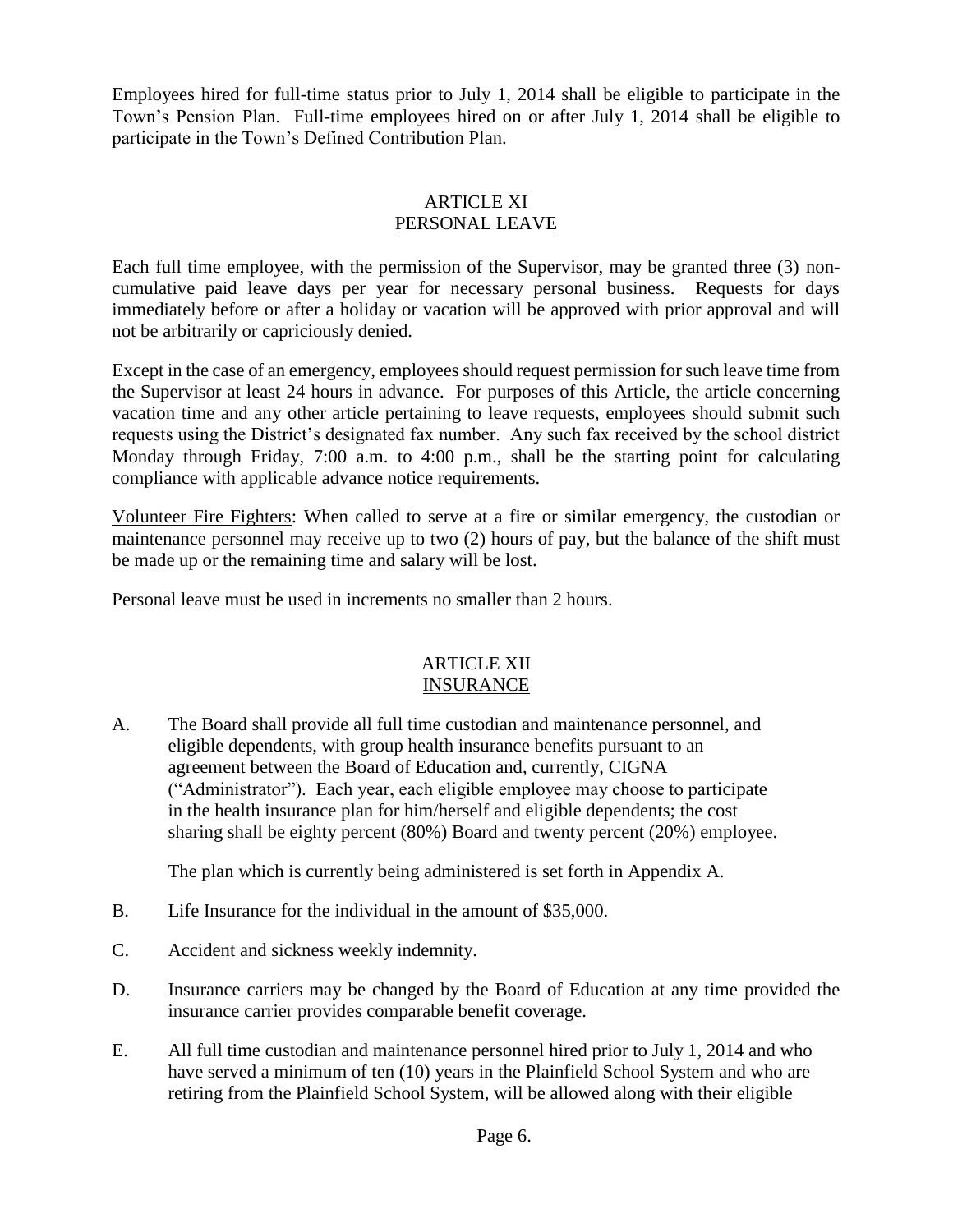Employees hired for full-time status prior to July 1, 2014 shall be eligible to participate in the Town's Pension Plan. Full-time employees hired on or after July 1, 2014 shall be eligible to participate in the Town's Defined Contribution Plan.

## ARTICLE XI
## PERSONAL LEAVE

Each full time employee, with the permission of the Supervisor, may be granted three (3) non-cumulative paid leave days per year for necessary personal business. Requests for days immediately before or after a holiday or vacation will be approved with prior approval and will not be arbitrarily or capriciously denied.

Except in the case of an emergency, employees should request permission for such leave time from the Supervisor at least 24 hours in advance. For purposes of this Article, the article concerning vacation time and any other article pertaining to leave requests, employees should submit such requests using the District's designated fax number. Any such fax received by the school district Monday through Friday, 7:00 a.m. to 4:00 p.m., shall be the starting point for calculating compliance with applicable advance notice requirements.

Volunteer Fire Fighters: When called to serve at a fire or similar emergency, the custodian or maintenance personnel may receive up to two (2) hours of pay, but the balance of the shift must be made up or the remaining time and salary will be lost.

Personal leave must be used in increments no smaller than 2 hours.

## ARTICLE XII
## INSURANCE

A. The Board shall provide all full time custodian and maintenance personnel, and eligible dependents, with group health insurance benefits pursuant to an agreement between the Board of Education and, currently, CIGNA ("Administrator"). Each year, each eligible employee may choose to participate in the health insurance plan for him/herself and eligible dependents; the cost sharing shall be eighty percent (80%) Board and twenty percent (20%) employee.

   The plan which is currently being administered is set forth in Appendix A.

B. Life Insurance for the individual in the amount of $35,000.

C. Accident and sickness weekly indemnity.

D. Insurance carriers may be changed by the Board of Education at any time provided the insurance carrier provides comparable benefit coverage.

E. All full time custodian and maintenance personnel hired prior to July 1, 2014 and who have served a minimum of ten (10) years in the Plainfield School System and who are retiring from the Plainfield School System, will be allowed along with their eligible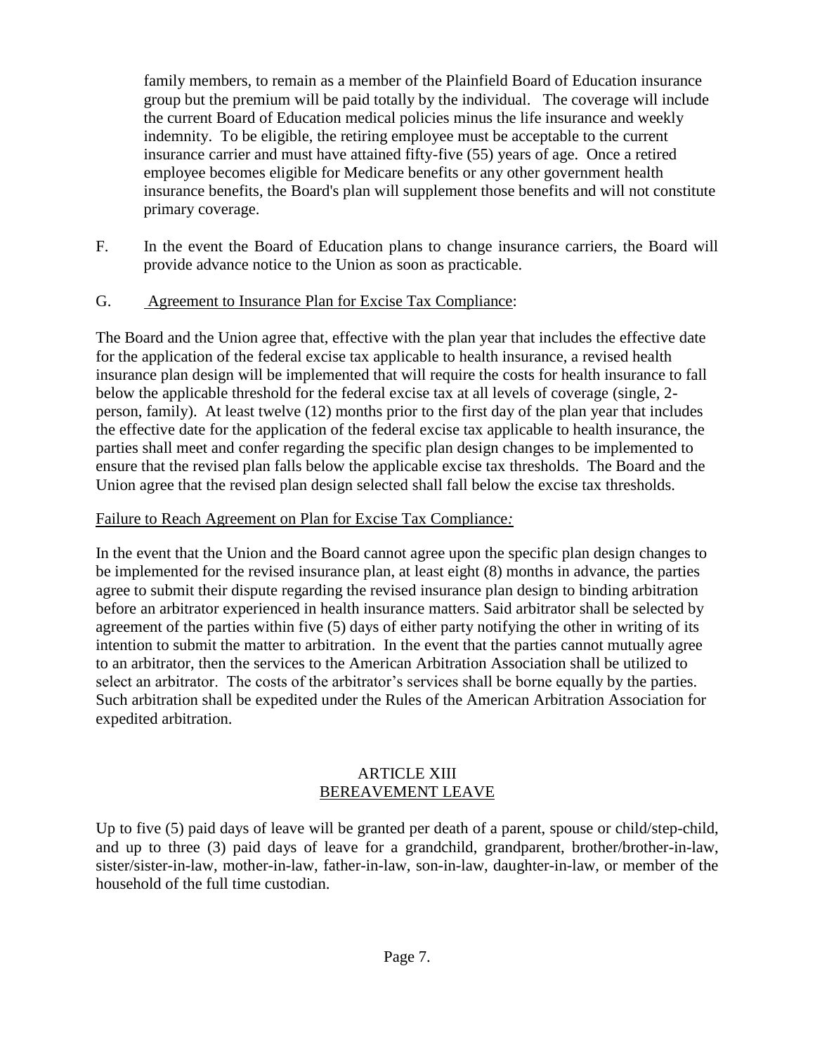family members, to remain as a member of the Plainfield Board of Education insurance group but the premium will be paid totally by the individual. The coverage will include the current Board of Education medical policies minus the life insurance and weekly indemnity. To be eligible, the retiring employee must be acceptable to the current insurance carrier and must have attained fifty-five (55) years of age. Once a retired employee becomes eligible for Medicare benefits or any other government health insurance benefits, the Board's plan will supplement those benefits and will not constitute primary coverage.

F. In the event the Board of Education plans to change insurance carriers, the Board will provide advance notice to the Union as soon as practicable.

G. Agreement to Insurance Plan for Excise Tax Compliance:

The Board and the Union agree that, effective with the plan year that includes the effective date for the application of the federal excise tax applicable to health insurance, a revised health insurance plan design will be implemented that will require the costs for health insurance to fall below the applicable threshold for the federal excise tax at all levels of coverage (single, 2-person, family). At least twelve (12) months prior to the first day of the plan year that includes the effective date for the application of the federal excise tax applicable to health insurance, the parties shall meet and confer regarding the specific plan design changes to be implemented to ensure that the revised plan falls below the applicable excise tax thresholds. The Board and the Union agree that the revised plan design selected shall fall below the excise tax thresholds.

Failure to Reach Agreement on Plan for Excise Tax Compliance*:*

In the event that the Union and the Board cannot agree upon the specific plan design changes to be implemented for the revised insurance plan, at least eight (8) months in advance, the parties agree to submit their dispute regarding the revised insurance plan design to binding arbitration before an arbitrator experienced in health insurance matters. Said arbitrator shall be selected by agreement of the parties within five (5) days of either party notifying the other in writing of its intention to submit the matter to arbitration. In the event that the parties cannot mutually agree to an arbitrator, then the services to the American Arbitration Association shall be utilized to select an arbitrator. The costs of the arbitrator's services shall be borne equally by the parties. Such arbitration shall be expedited under the Rules of the American Arbitration Association for expedited arbitration.

## ARTICLE XIII
## BEREAVEMENT LEAVE

Up to five (5) paid days of leave will be granted per death of a parent, spouse or child/step-child, and up to three (3) paid days of leave for a grandchild, grandparent, brother/brother-in-law, sister/sister-in-law, mother-in-law, father-in-law, son-in-law, daughter-in-law, or member of the household of the full time custodian.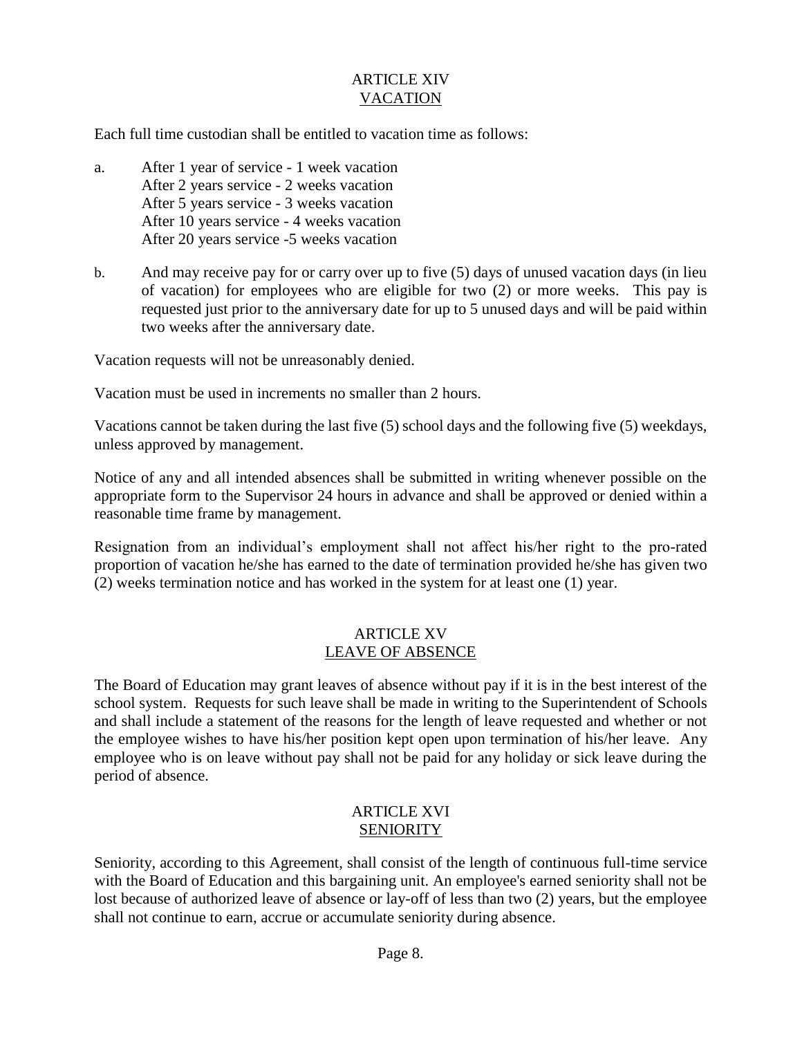## ARTICLE XIV
## VACATION

Each full time custodian shall be entitled to vacation time as follows:

a. After 1 year of service - 1 week vacation
   After 2 years service - 2 weeks vacation
   After 5 years service - 3 weeks vacation
   After 10 years service - 4 weeks vacation
   After 20 years service -5 weeks vacation

b. And may receive pay for or carry over up to five (5) days of unused vacation days (in lieu of vacation) for employees who are eligible for two (2) or more weeks. This pay is requested just prior to the anniversary date for up to 5 unused days and will be paid within two weeks after the anniversary date.

Vacation requests will not be unreasonably denied.

Vacation must be used in increments no smaller than 2 hours.

Vacations cannot be taken during the last five (5) school days and the following five (5) weekdays, unless approved by management.

Notice of any and all intended absences shall be submitted in writing whenever possible on the appropriate form to the Supervisor 24 hours in advance and shall be approved or denied within a reasonable time frame by management.

Resignation from an individual's employment shall not affect his/her right to the pro-rated proportion of vacation he/she has earned to the date of termination provided he/she has given two (2) weeks termination notice and has worked in the system for at least one (1) year.

## ARTICLE XV
## LEAVE OF ABSENCE

The Board of Education may grant leaves of absence without pay if it is in the best interest of the school system. Requests for such leave shall be made in writing to the Superintendent of Schools and shall include a statement of the reasons for the length of leave requested and whether or not the employee wishes to have his/her position kept open upon termination of his/her leave. Any employee who is on leave without pay shall not be paid for any holiday or sick leave during the period of absence.

## ARTICLE XVI
## SENIORITY

Seniority, according to this Agreement, shall consist of the length of continuous full-time service with the Board of Education and this bargaining unit. An employee's earned seniority shall not be lost because of authorized leave of absence or lay-off of less than two (2) years, but the employee shall not continue to earn, accrue or accumulate seniority during absence.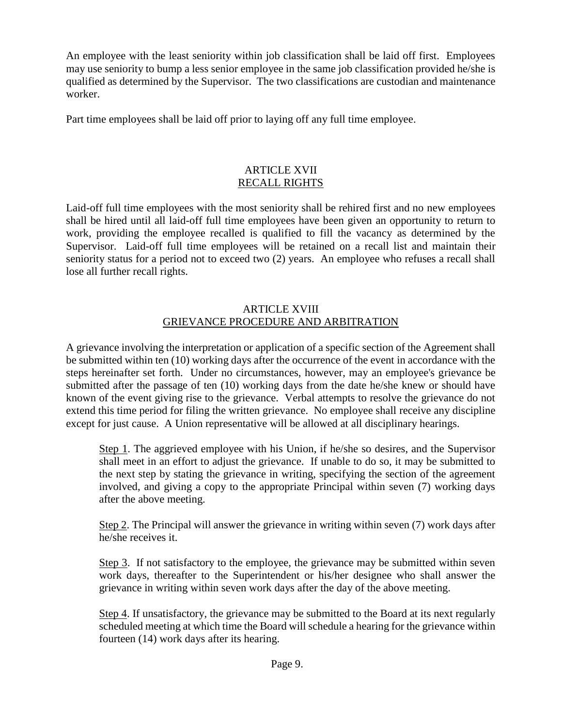An employee with the least seniority within job classification shall be laid off first. Employees may use seniority to bump a less senior employee in the same job classification provided he/she is qualified as determined by the Supervisor. The two classifications are custodian and maintenance worker.

Part time employees shall be laid off prior to laying off any full time employee.

## ARTICLE XVII
## RECALL RIGHTS

Laid-off full time employees with the most seniority shall be rehired first and no new employees shall be hired until all laid-off full time employees have been given an opportunity to return to work, providing the employee recalled is qualified to fill the vacancy as determined by the Supervisor. Laid-off full time employees will be retained on a recall list and maintain their seniority status for a period not to exceed two (2) years. An employee who refuses a recall shall lose all further recall rights.

## ARTICLE XVIII
## GRIEVANCE PROCEDURE AND ARBITRATION

A grievance involving the interpretation or application of a specific section of the Agreement shall be submitted within ten (10) working days after the occurrence of the event in accordance with the steps hereinafter set forth. Under no circumstances, however, may an employee's grievance be submitted after the passage of ten (10) working days from the date he/she knew or should have known of the event giving rise to the grievance. Verbal attempts to resolve the grievance do not extend this time period for filing the written grievance. No employee shall receive any discipline except for just cause. A Union representative will be allowed at all disciplinary hearings.

Step 1. The aggrieved employee with his Union, if he/she so desires, and the Supervisor shall meet in an effort to adjust the grievance. If unable to do so, it may be submitted to the next step by stating the grievance in writing, specifying the section of the agreement involved, and giving a copy to the appropriate Principal within seven (7) working days after the above meeting.

Step 2. The Principal will answer the grievance in writing within seven (7) work days after he/she receives it.

Step 3. If not satisfactory to the employee, the grievance may be submitted within seven work days, thereafter to the Superintendent or his/her designee who shall answer the grievance in writing within seven work days after the day of the above meeting.

Step 4. If unsatisfactory, the grievance may be submitted to the Board at its next regularly scheduled meeting at which time the Board will schedule a hearing for the grievance within fourteen (14) work days after its hearing.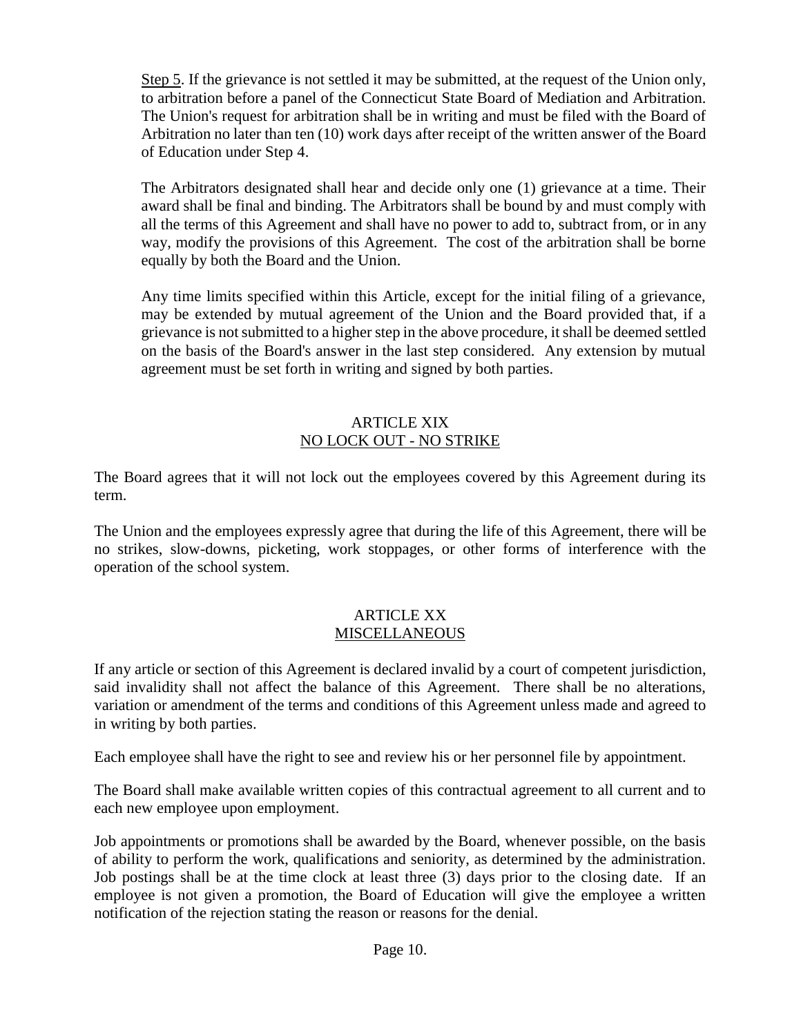<u>Step 5</u>. If the grievance is not settled it may be submitted, at the request of the Union only, to arbitration before a panel of the Connecticut State Board of Mediation and Arbitration. The Union's request for arbitration shall be in writing and must be filed with the Board of Arbitration no later than ten (10) work days after receipt of the written answer of the Board of Education under Step 4.

The Arbitrators designated shall hear and decide only one (1) grievance at a time. Their award shall be final and binding. The Arbitrators shall be bound by and must comply with all the terms of this Agreement and shall have no power to add to, subtract from, or in any way, modify the provisions of this Agreement. The cost of the arbitration shall be borne equally by both the Board and the Union.

Any time limits specified within this Article, except for the initial filing of a grievance, may be extended by mutual agreement of the Union and the Board provided that, if a grievance is not submitted to a higher step in the above procedure, it shall be deemed settled on the basis of the Board's answer in the last step considered. Any extension by mutual agreement must be set forth in writing and signed by both parties.

## ARTICLE XIX
## NO LOCK OUT - NO STRIKE

The Board agrees that it will not lock out the employees covered by this Agreement during its term.

The Union and the employees expressly agree that during the life of this Agreement, there will be no strikes, slow-downs, picketing, work stoppages, or other forms of interference with the operation of the school system.

## ARTICLE XX
## MISCELLANEOUS

If any article or section of this Agreement is declared invalid by a court of competent jurisdiction, said invalidity shall not affect the balance of this Agreement. There shall be no alterations, variation or amendment of the terms and conditions of this Agreement unless made and agreed to in writing by both parties.

Each employee shall have the right to see and review his or her personnel file by appointment.

The Board shall make available written copies of this contractual agreement to all current and to each new employee upon employment.

Job appointments or promotions shall be awarded by the Board, whenever possible, on the basis of ability to perform the work, qualifications and seniority, as determined by the administration. Job postings shall be at the time clock at least three (3) days prior to the closing date. If an employee is not given a promotion, the Board of Education will give the employee a written notification of the rejection stating the reason or reasons for the denial.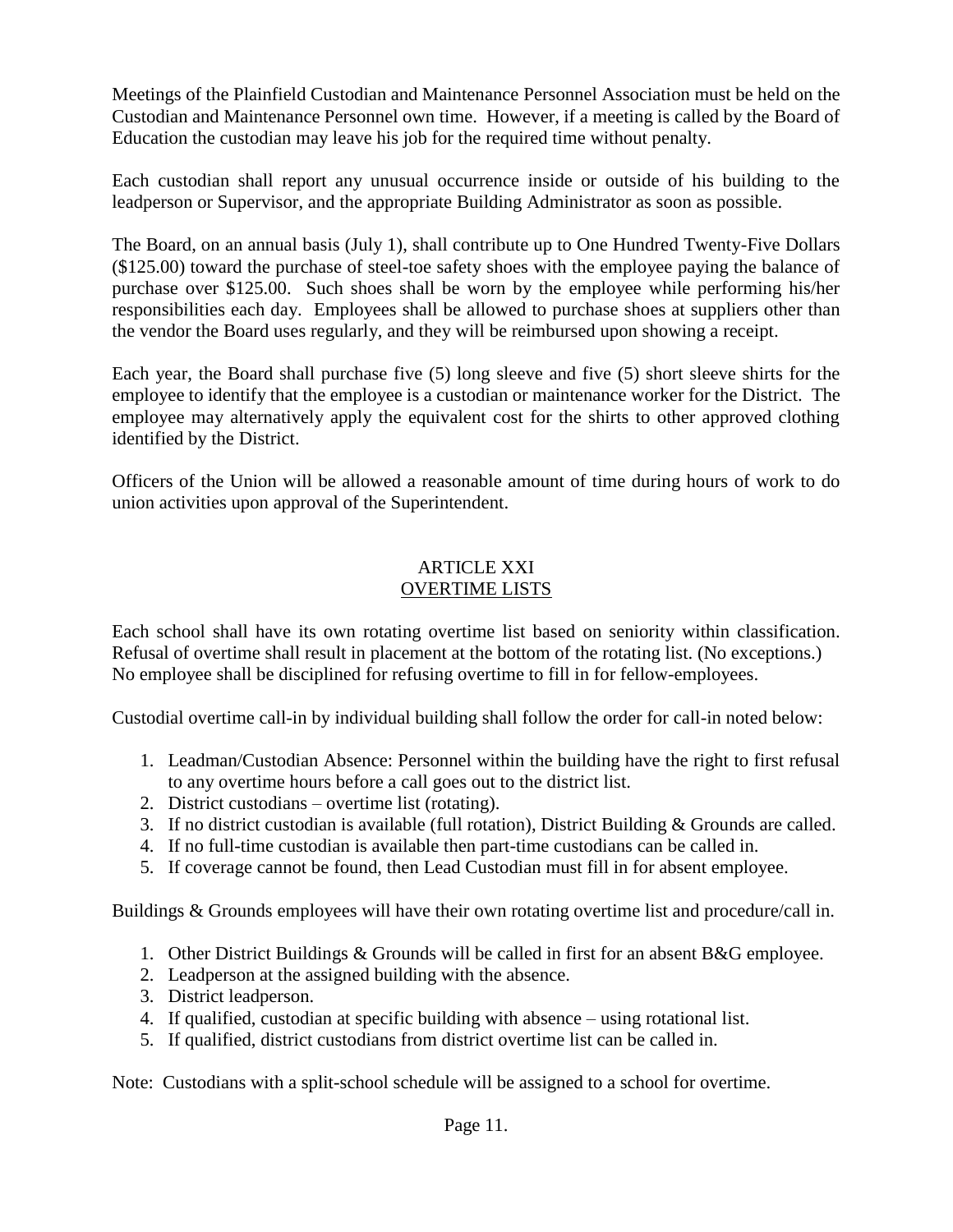Meetings of the Plainfield Custodian and Maintenance Personnel Association must be held on the Custodian and Maintenance Personnel own time. However, if a meeting is called by the Board of Education the custodian may leave his job for the required time without penalty.

Each custodian shall report any unusual occurrence inside or outside of his building to the leadperson or Supervisor, and the appropriate Building Administrator as soon as possible.

The Board, on an annual basis (July 1), shall contribute up to One Hundred Twenty-Five Dollars ($125.00) toward the purchase of steel-toe safety shoes with the employee paying the balance of purchase over $125.00. Such shoes shall be worn by the employee while performing his/her responsibilities each day. Employees shall be allowed to purchase shoes at suppliers other than the vendor the Board uses regularly, and they will be reimbursed upon showing a receipt.

Each year, the Board shall purchase five (5) long sleeve and five (5) short sleeve shirts for the employee to identify that the employee is a custodian or maintenance worker for the District. The employee may alternatively apply the equivalent cost for the shirts to other approved clothing identified by the District.

Officers of the Union will be allowed a reasonable amount of time during hours of work to do union activities upon approval of the Superintendent.

## ARTICLE XXI
## OVERTIME LISTS

Each school shall have its own rotating overtime list based on seniority within classification. Refusal of overtime shall result in placement at the bottom of the rotating list. (No exceptions.) No employee shall be disciplined for refusing overtime to fill in for fellow-employees.

Custodial overtime call-in by individual building shall follow the order for call-in noted below:

1. Leadman/Custodian Absence: Personnel within the building have the right to first refusal to any overtime hours before a call goes out to the district list.
2. District custodians – overtime list (rotating).
3. If no district custodian is available (full rotation), District Building & Grounds are called.
4. If no full-time custodian is available then part-time custodians can be called in.
5. If coverage cannot be found, then Lead Custodian must fill in for absent employee.

Buildings & Grounds employees will have their own rotating overtime list and procedure/call in.

1. Other District Buildings & Grounds will be called in first for an absent B&G employee.
2. Leadperson at the assigned building with the absence.
3. District leadperson.
4. If qualified, custodian at specific building with absence – using rotational list.
5. If qualified, district custodians from district overtime list can be called in.

Note: Custodians with a split-school schedule will be assigned to a school for overtime.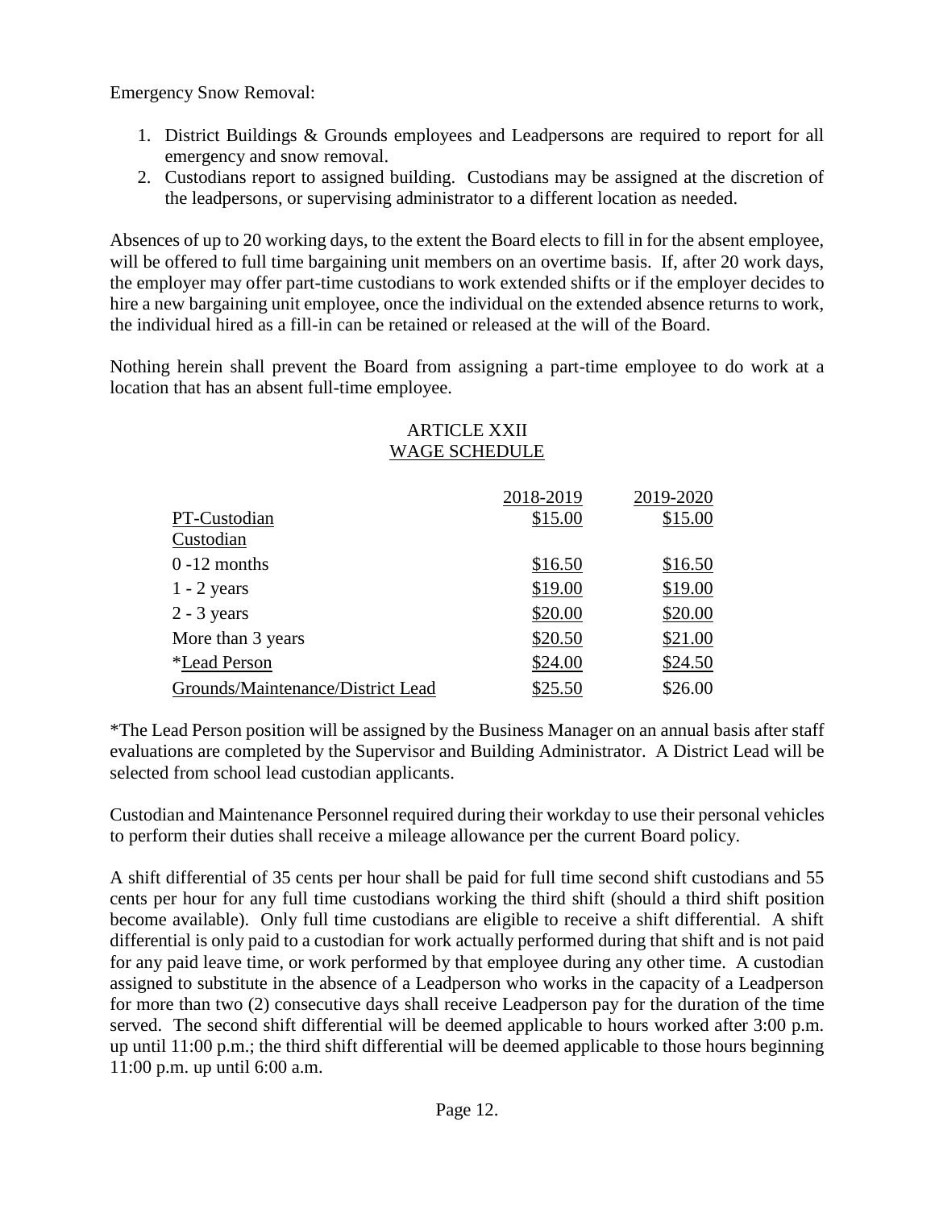Emergency Snow Removal:

1. District Buildings & Grounds employees and Leadpersons are required to report for all emergency and snow removal.
2. Custodians report to assigned building. Custodians may be assigned at the discretion of the leadpersons, or supervising administrator to a different location as needed.

Absences of up to 20 working days, to the extent the Board elects to fill in for the absent employee, will be offered to full time bargaining unit members on an overtime basis. If, after 20 work days, the employer may offer part-time custodians to work extended shifts or if the employer decides to hire a new bargaining unit employee, once the individual on the extended absence returns to work, the individual hired as a fill-in can be retained or released at the will of the Board.

Nothing herein shall prevent the Board from assigning a part-time employee to do work at a location that has an absent full-time employee.

## ARTICLE XXII
## WAGE SCHEDULE

| | 2018-2019 | 2019-2020 |
|---|---|---|
| PT-Custodian | $15.00 | $15.00 |
| Custodian | | |
| 0 -12 months | $16.50 | $16.50 |
| 1 - 2 years | $19.00 | $19.00 |
| 2 - 3 years | $20.00 | $20.00 |
| More than 3 years | $20.50 | $21.00 |
| *Lead Person | $24.00 | $24.50 |
| Grounds/Maintenance/District Lead | $25.50 | $26.00 |

*The Lead Person position will be assigned by the Business Manager on an annual basis after staff evaluations are completed by the Supervisor and Building Administrator. A District Lead will be selected from school lead custodian applicants.

Custodian and Maintenance Personnel required during their workday to use their personal vehicles to perform their duties shall receive a mileage allowance per the current Board policy.

A shift differential of 35 cents per hour shall be paid for full time second shift custodians and 55 cents per hour for any full time custodians working the third shift (should a third shift position become available). Only full time custodians are eligible to receive a shift differential. A shift differential is only paid to a custodian for work actually performed during that shift and is not paid for any paid leave time, or work performed by that employee during any other time. A custodian assigned to substitute in the absence of a Leadperson who works in the capacity of a Leadperson for more than two (2) consecutive days shall receive Leadperson pay for the duration of the time served. The second shift differential will be deemed applicable to hours worked after 3:00 p.m. up until 11:00 p.m.; the third shift differential will be deemed applicable to those hours beginning 11:00 p.m. up until 6:00 a.m.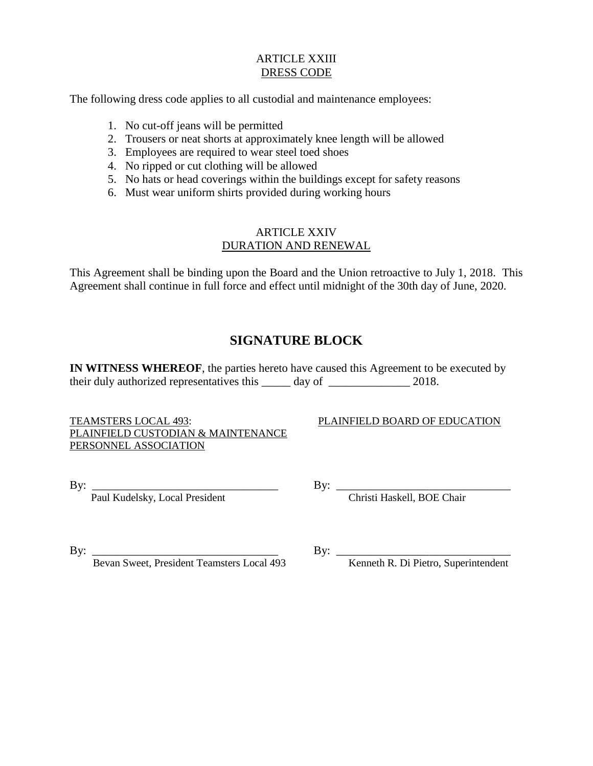## ARTICLE XXIII
## DRESS CODE

The following dress code applies to all custodial and maintenance employees:

1. No cut-off jeans will be permitted
2. Trousers or neat shorts at approximately knee length will be allowed
3. Employees are required to wear steel toed shoes
4. No ripped or cut clothing will be allowed
5. No hats or head coverings within the buildings except for safety reasons
6. Must wear uniform shirts provided during working hours

## ARTICLE XXIV
## DURATION AND RENEWAL

This Agreement shall be binding upon the Board and the Union retroactive to July 1, 2018. This Agreement shall continue in full force and effect until midnight of the 30th day of June, 2020.

# SIGNATURE BLOCK

**IN WITNESS WHEREOF**, the parties hereto have caused this Agreement to be executed by their duly authorized representatives this _____ day of ______________ 2018.

TEAMSTERS LOCAL 493:
PLAINFIELD CUSTODIAN & MAINTENANCE PERSONNEL ASSOCIATION

By: _________________________________
Paul Kudelsky, Local President

By: _________________________________
Bevan Sweet, President Teamsters Local 493

PLAINFIELD BOARD OF EDUCATION

By: _______________________________
Christi Haskell, BOE Chair

By: _______________________________
Kenneth R. Di Pietro, Superintendent